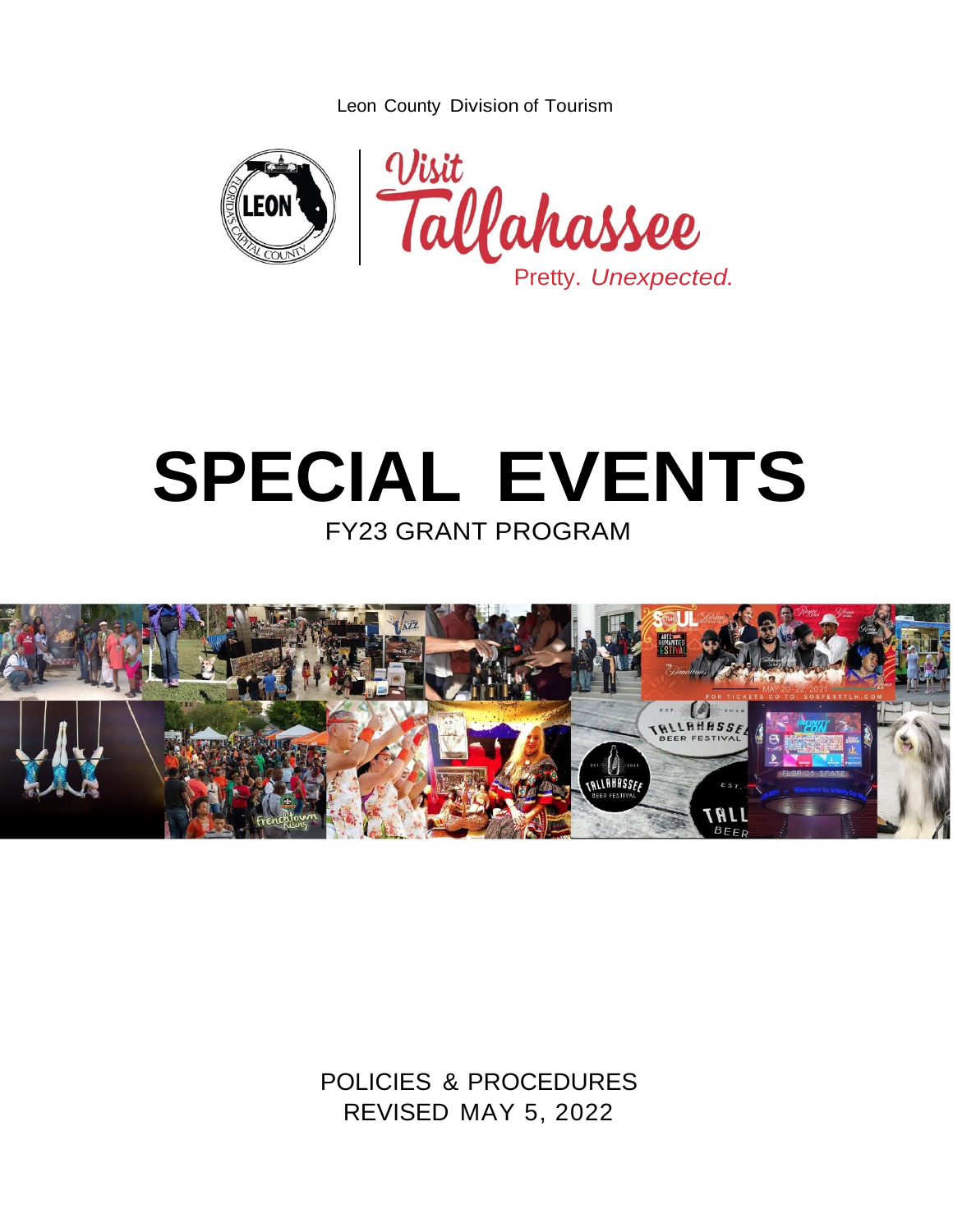Leon County Division of Tourism

Visit Tallahassee

Pretty. *Unexpected.*

# SPECIAL EVENTS

## FY23 GRANT PROGRAM

POLICIES & PROCEDURES
REVISED MAY 5, 2022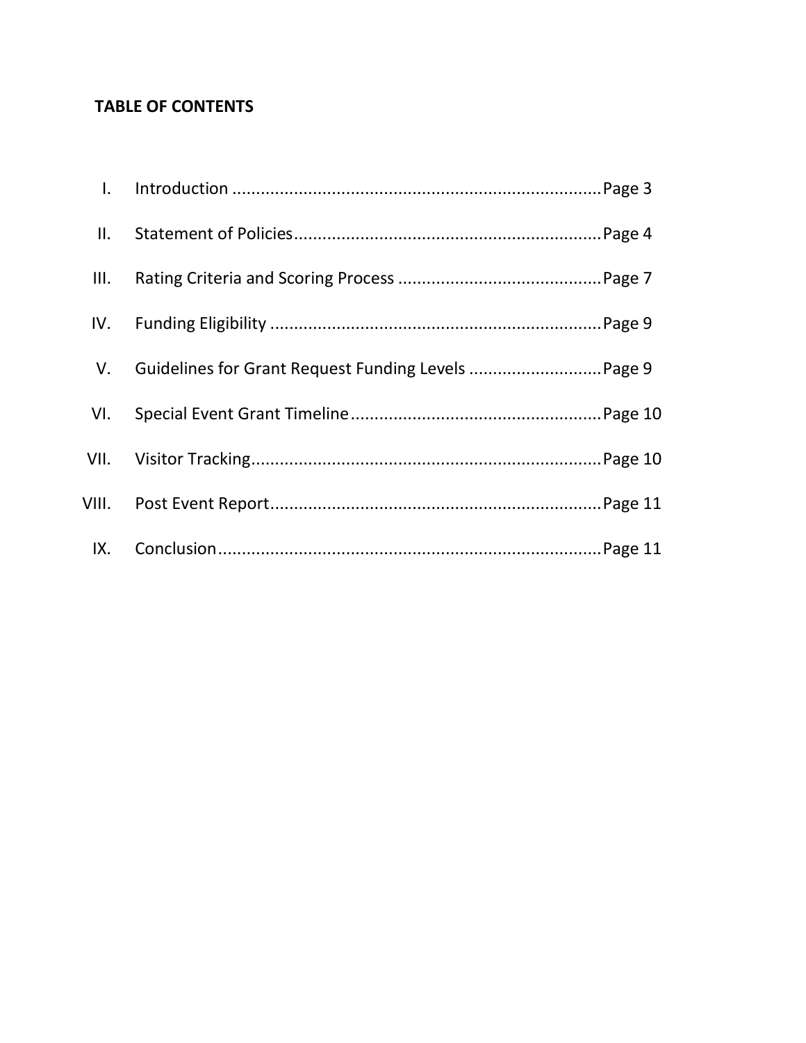**TABLE OF CONTENTS**

I. Introduction ............................................................................ Page 3

II. Statement of Policies ................................................................ Page 4

III. Rating Criteria and Scoring Process ........................................... Page 7

IV. Funding Eligibility ..................................................................... Page 9

V. Guidelines for Grant Request Funding Levels ............................ Page 9

VI. Special Event Grant Timeline ..................................................... Page 10

VII. Visitor Tracking ......................................................................... Page 10

VIII. Post Event Report ..................................................................... Page 11

IX. Conclusion ................................................................................ Page 11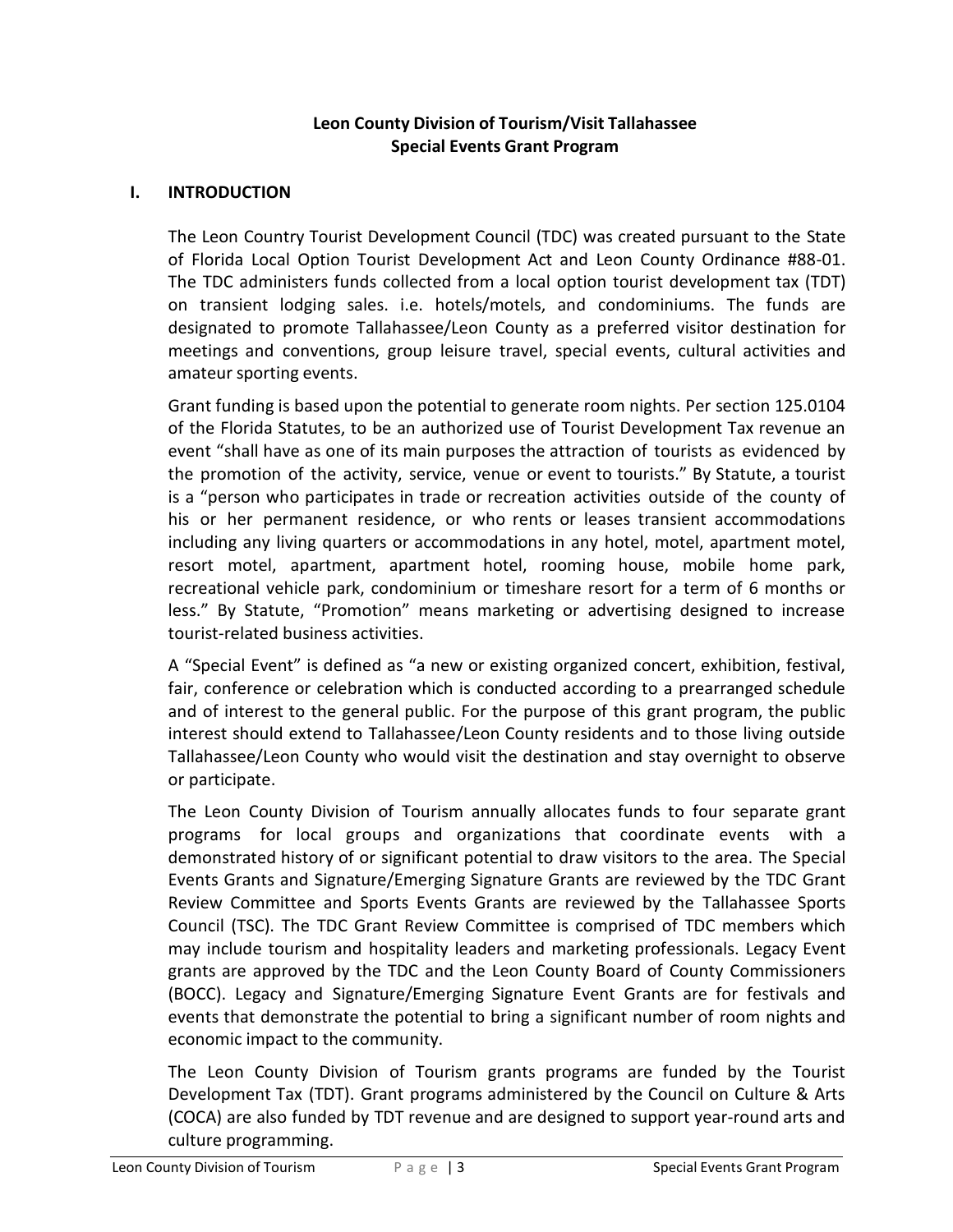**Leon County Division of Tourism/Visit Tallahassee**
**Special Events Grant Program**

## I. INTRODUCTION

The Leon Country Tourist Development Council (TDC) was created pursuant to the State of Florida Local Option Tourist Development Act and Leon County Ordinance #88-01. The TDC administers funds collected from a local option tourist development tax (TDT) on transient lodging sales. i.e. hotels/motels, and condominiums. The funds are designated to promote Tallahassee/Leon County as a preferred visitor destination for meetings and conventions, group leisure travel, special events, cultural activities and amateur sporting events.

Grant funding is based upon the potential to generate room nights. Per section 125.0104 of the Florida Statutes, to be an authorized use of Tourist Development Tax revenue an event "shall have as one of its main purposes the attraction of tourists as evidenced by the promotion of the activity, service, venue or event to tourists." By Statute, a tourist is a "person who participates in trade or recreation activities outside of the county of his or her permanent residence, or who rents or leases transient accommodations including any living quarters or accommodations in any hotel, motel, apartment motel, resort motel, apartment, apartment hotel, rooming house, mobile home park, recreational vehicle park, condominium or timeshare resort for a term of 6 months or less." By Statute, "Promotion" means marketing or advertising designed to increase tourist-related business activities.

A "Special Event" is defined as "a new or existing organized concert, exhibition, festival, fair, conference or celebration which is conducted according to a prearranged schedule and of interest to the general public. For the purpose of this grant program, the public interest should extend to Tallahassee/Leon County residents and to those living outside Tallahassee/Leon County who would visit the destination and stay overnight to observe or participate.

The Leon County Division of Tourism annually allocates funds to four separate grant programs for local groups and organizations that coordinate events with a demonstrated history of or significant potential to draw visitors to the area. The Special Events Grants and Signature/Emerging Signature Grants are reviewed by the TDC Grant Review Committee and Sports Events Grants are reviewed by the Tallahassee Sports Council (TSC). The TDC Grant Review Committee is comprised of TDC members which may include tourism and hospitality leaders and marketing professionals. Legacy Event grants are approved by the TDC and the Leon County Board of County Commissioners (BOCC). Legacy and Signature/Emerging Signature Event Grants are for festivals and events that demonstrate the potential to bring a significant number of room nights and economic impact to the community.

The Leon County Division of Tourism grants programs are funded by the Tourist Development Tax (TDT). Grant programs administered by the Council on Culture & Arts (COCA) are also funded by TDT revenue and are designed to support year-round arts and culture programming.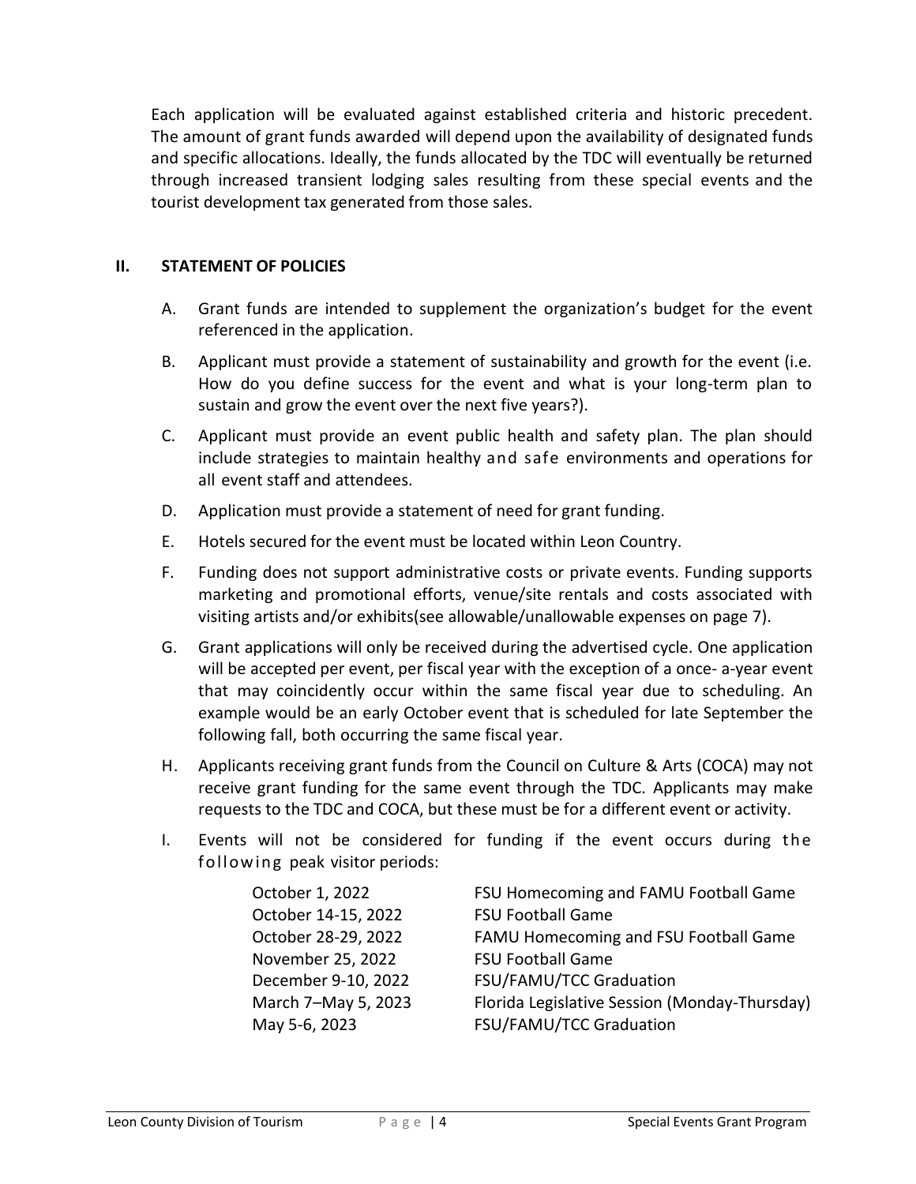Each application will be evaluated against established criteria and historic precedent. The amount of grant funds awarded will depend upon the availability of designated funds and specific allocations. Ideally, the funds allocated by the TDC will eventually be returned through increased transient lodging sales resulting from these special events and the tourist development tax generated from those sales.

## II. STATEMENT OF POLICIES

A. Grant funds are intended to supplement the organization's budget for the event referenced in the application.

B. Applicant must provide a statement of sustainability and growth for the event (i.e. How do you define success for the event and what is your long-term plan to sustain and grow the event over the next five years?).

C. Applicant must provide an event public health and safety plan. The plan should include strategies to maintain healthy and safe environments and operations for all event staff and attendees.

D. Application must provide a statement of need for grant funding.

E. Hotels secured for the event must be located within Leon Country.

F. Funding does not support administrative costs or private events. Funding supports marketing and promotional efforts, venue/site rentals and costs associated with visiting artists and/or exhibits(see allowable/unallowable expenses on page 7).

G. Grant applications will only be received during the advertised cycle. One application will be accepted per event, per fiscal year with the exception of a once- a-year event that may coincidently occur within the same fiscal year due to scheduling. An example would be an early October event that is scheduled for late September the following fall, both occurring the same fiscal year.

H. Applicants receiving grant funds from the Council on Culture & Arts (COCA) may not receive grant funding for the same event through the TDC. Applicants may make requests to the TDC and COCA, but these must be for a different event or activity.

I. Events will not be considered for funding if the event occurs during the following peak visitor periods:

| | |
|---|---|
| October 1, 2022 | FSU Homecoming and FAMU Football Game |
| October 14-15, 2022 | FSU Football Game |
| October 28-29, 2022 | FAMU Homecoming and FSU Football Game |
| November 25, 2022 | FSU Football Game |
| December 9-10, 2022 | FSU/FAMU/TCC Graduation |
| March 7–May 5, 2023 | Florida Legislative Session (Monday-Thursday) |
| May 5-6, 2023 | FSU/FAMU/TCC Graduation |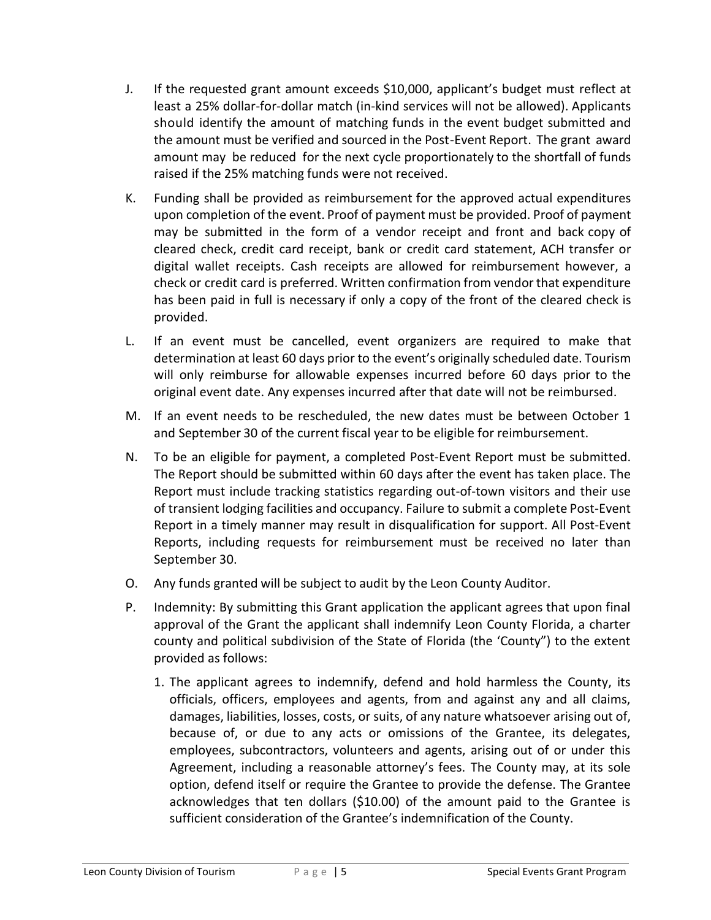J. If the requested grant amount exceeds $10,000, applicant's budget must reflect at least a 25% dollar-for-dollar match (in-kind services will not be allowed). Applicants should identify the amount of matching funds in the event budget submitted and the amount must be verified and sourced in the Post-Event Report. The grant award amount may be reduced for the next cycle proportionately to the shortfall of funds raised if the 25% matching funds were not received.

K. Funding shall be provided as reimbursement for the approved actual expenditures upon completion of the event. Proof of payment must be provided. Proof of payment may be submitted in the form of a vendor receipt and front and back copy of cleared check, credit card receipt, bank or credit card statement, ACH transfer or digital wallet receipts. Cash receipts are allowed for reimbursement however, a check or credit card is preferred. Written confirmation from vendor that expenditure has been paid in full is necessary if only a copy of the front of the cleared check is provided.

L. If an event must be cancelled, event organizers are required to make that determination at least 60 days prior to the event's originally scheduled date. Tourism will only reimburse for allowable expenses incurred before 60 days prior to the original event date. Any expenses incurred after that date will not be reimbursed.

M. If an event needs to be rescheduled, the new dates must be between October 1 and September 30 of the current fiscal year to be eligible for reimbursement.

N. To be an eligible for payment, a completed Post-Event Report must be submitted. The Report should be submitted within 60 days after the event has taken place. The Report must include tracking statistics regarding out-of-town visitors and their use of transient lodging facilities and occupancy. Failure to submit a complete Post-Event Report in a timely manner may result in disqualification for support. All Post-Event Reports, including requests for reimbursement must be received no later than September 30.

O. Any funds granted will be subject to audit by the Leon County Auditor.

P. Indemnity: By submitting this Grant application the applicant agrees that upon final approval of the Grant the applicant shall indemnify Leon County Florida, a charter county and political subdivision of the State of Florida (the 'County") to the extent provided as follows:

   1. The applicant agrees to indemnify, defend and hold harmless the County, its officials, officers, employees and agents, from and against any and all claims, damages, liabilities, losses, costs, or suits, of any nature whatsoever arising out of, because of, or due to any acts or omissions of the Grantee, its delegates, employees, subcontractors, volunteers and agents, arising out of or under this Agreement, including a reasonable attorney's fees. The County may, at its sole option, defend itself or require the Grantee to provide the defense. The Grantee acknowledges that ten dollars ($10.00) of the amount paid to the Grantee is sufficient consideration of the Grantee's indemnification of the County.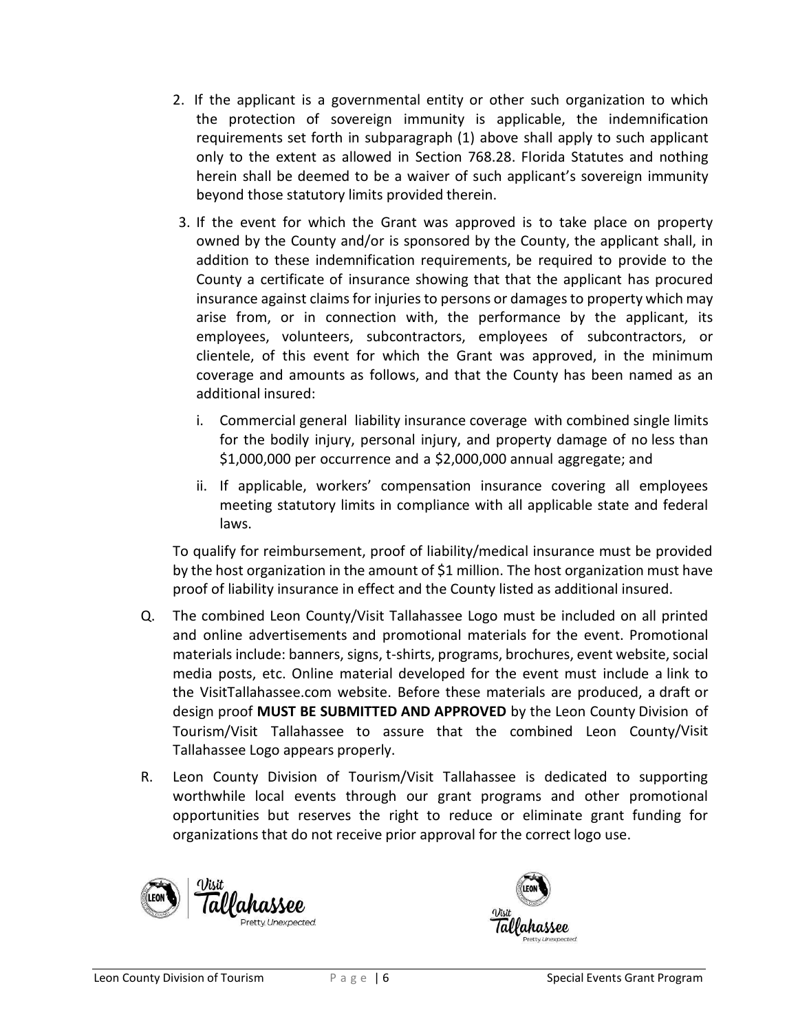2. If the applicant is a governmental entity or other such organization to which the protection of sovereign immunity is applicable, the indemnification requirements set forth in subparagraph (1) above shall apply to such applicant only to the extent as allowed in Section 768.28. Florida Statutes and nothing herein shall be deemed to be a waiver of such applicant's sovereign immunity beyond those statutory limits provided therein.

3. If the event for which the Grant was approved is to take place on property owned by the County and/or is sponsored by the County, the applicant shall, in addition to these indemnification requirements, be required to provide to the County a certificate of insurance showing that that the applicant has procured insurance against claims for injuries to persons or damages to property which may arise from, or in connection with, the performance by the applicant, its employees, volunteers, subcontractors, employees of subcontractors, or clientele, of this event for which the Grant was approved, in the minimum coverage and amounts as follows, and that the County has been named as an additional insured:

   i. Commercial general liability insurance coverage with combined single limits for the bodily injury, personal injury, and property damage of no less than $1,000,000 per occurrence and a $2,000,000 annual aggregate; and

   ii. If applicable, workers' compensation insurance covering all employees meeting statutory limits in compliance with all applicable state and federal laws.

To qualify for reimbursement, proof of liability/medical insurance must be provided by the host organization in the amount of $1 million. The host organization must have proof of liability insurance in effect and the County listed as additional insured.

Q. The combined Leon County/Visit Tallahassee Logo must be included on all printed and online advertisements and promotional materials for the event. Promotional materials include: banners, signs, t-shirts, programs, brochures, event website, social media posts, etc. Online material developed for the event must include a link to the VisitTallahassee.com website. Before these materials are produced, a draft or design proof **MUST BE SUBMITTED AND APPROVED** by the Leon County Division of Tourism/Visit Tallahassee to assure that the combined Leon County/Visit Tallahassee Logo appears properly.

R. Leon County Division of Tourism/Visit Tallahassee is dedicated to supporting worthwhile local events through our grant programs and other promotional opportunities but reserves the right to reduce or eliminate grant funding for organizations that do not receive prior approval for the correct logo use.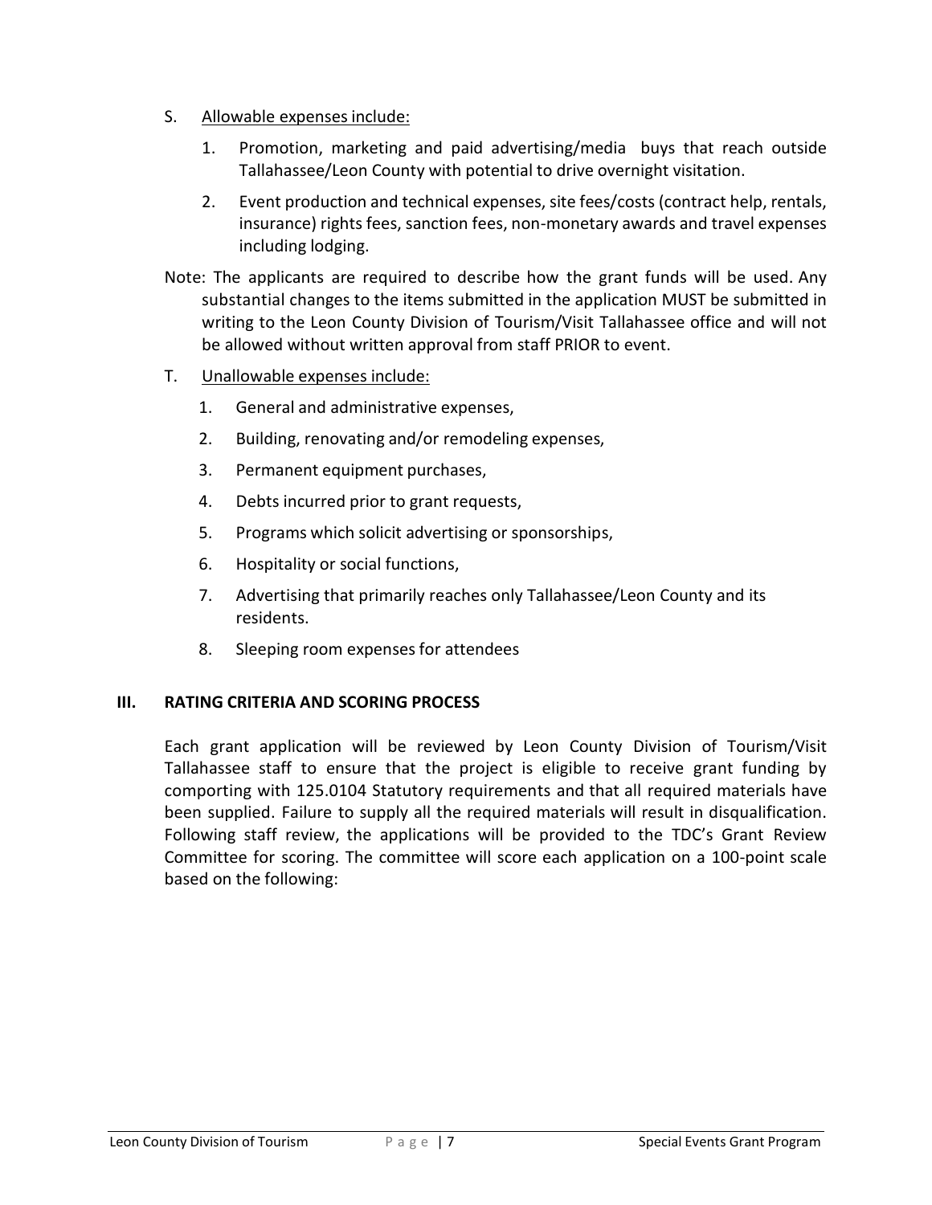S. <u>Allowable expenses include:</u>

1. Promotion, marketing and paid advertising/media buys that reach outside Tallahassee/Leon County with potential to drive overnight visitation.
2. Event production and technical expenses, site fees/costs (contract help, rentals, insurance) rights fees, sanction fees, non-monetary awards and travel expenses including lodging.

Note: The applicants are required to describe how the grant funds will be used. Any substantial changes to the items submitted in the application MUST be submitted in writing to the Leon County Division of Tourism/Visit Tallahassee office and will not be allowed without written approval from staff PRIOR to event.

T. <u>Unallowable expenses include:</u>

1. General and administrative expenses,
2. Building, renovating and/or remodeling expenses,
3. Permanent equipment purchases,
4. Debts incurred prior to grant requests,
5. Programs which solicit advertising or sponsorships,
6. Hospitality or social functions,
7. Advertising that primarily reaches only Tallahassee/Leon County and its residents.
8. Sleeping room expenses for attendees

## III. RATING CRITERIA AND SCORING PROCESS

Each grant application will be reviewed by Leon County Division of Tourism/Visit Tallahassee staff to ensure that the project is eligible to receive grant funding by comporting with 125.0104 Statutory requirements and that all required materials have been supplied. Failure to supply all the required materials will result in disqualification. Following staff review, the applications will be provided to the TDC's Grant Review Committee for scoring. The committee will score each application on a 100-point scale based on the following: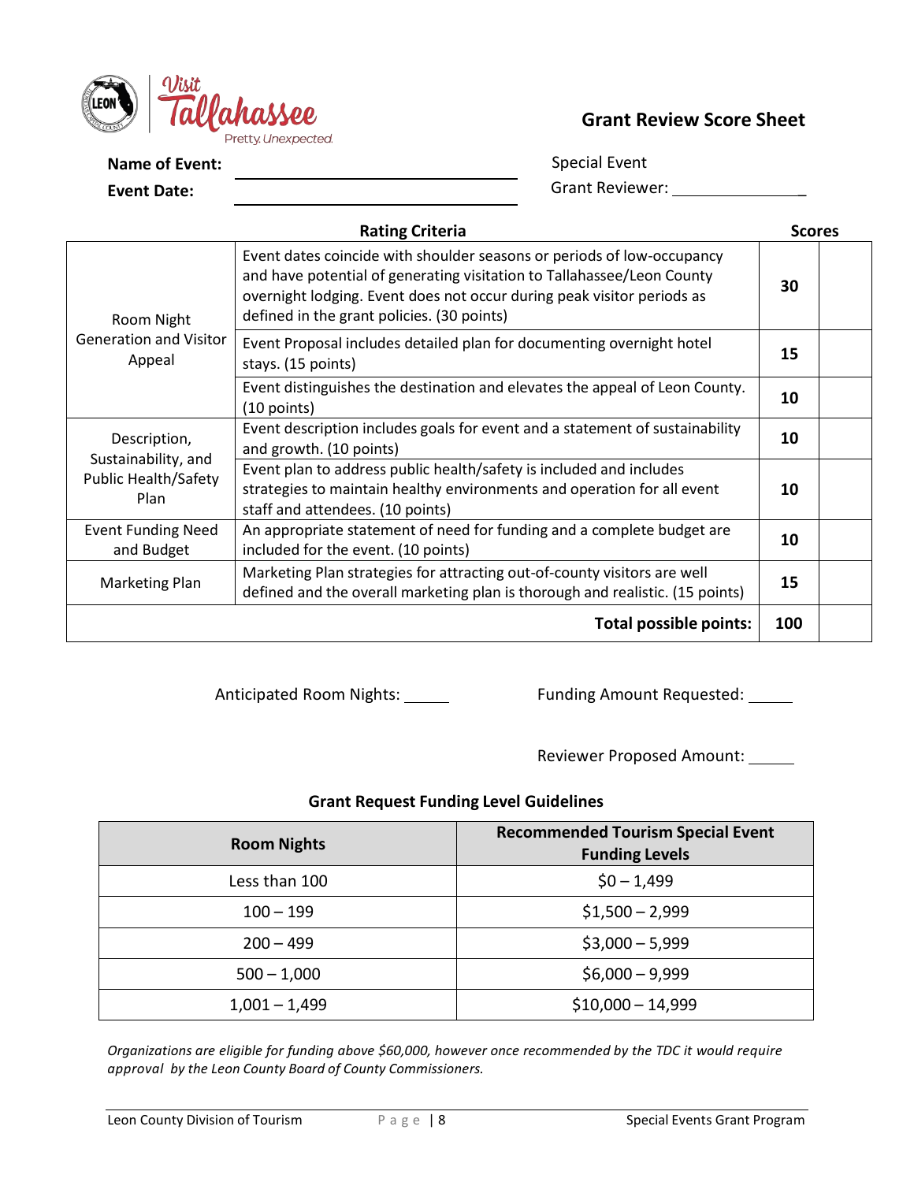## Grant Review Score Sheet

**Name of Event:** ______________________________

**Event Date:** ______________________________

Special Event

Grant Reviewer: ________________

| | Rating Criteria | Scores | |
|---|---|---|---|
| Room Night Generation and Visitor Appeal | Event dates coincide with shoulder seasons or periods of low-occupancy and have potential of generating visitation to Tallahassee/Leon County overnight lodging. Event does not occur during peak visitor periods as defined in the grant policies. (30 points) | **30** | |
| | Event Proposal includes detailed plan for documenting overnight hotel stays. (15 points) | **15** | |
| | Event distinguishes the destination and elevates the appeal of Leon County. (10 points) | **10** | |
| Description, Sustainability, and Public Health/Safety Plan | Event description includes goals for event and a statement of sustainability and growth. (10 points) | **10** | |
| | Event plan to address public health/safety is included and includes strategies to maintain healthy environments and operation for all event staff and attendees. (10 points) | **10** | |
| Event Funding Need and Budget | An appropriate statement of need for funding and a complete budget are included for the event. (10 points) | **10** | |
| Marketing Plan | Marketing Plan strategies for attracting out-of-county visitors are well defined and the overall marketing plan is thorough and realistic. (15 points) | **15** | |
| | **Total possible points:** | **100** | |

Anticipated Room Nights: _____

Funding Amount Requested: _____

Reviewer Proposed Amount: _____

### Grant Request Funding Level Guidelines

| Room Nights | Recommended Tourism Special Event Funding Levels |
|---|---|
| Less than 100 | $0 – 1,499 |
| 100 – 199 | $1,500 – 2,999 |
| 200 – 499 | $3,000 – 5,999 |
| 500 – 1,000 | $6,000 – 9,999 |
| 1,001 – 1,499 | $10,000 – 14,999 |

*Organizations are eligible for funding above $60,000, however once recommended by the TDC it would require approval by the Leon County Board of County Commissioners.*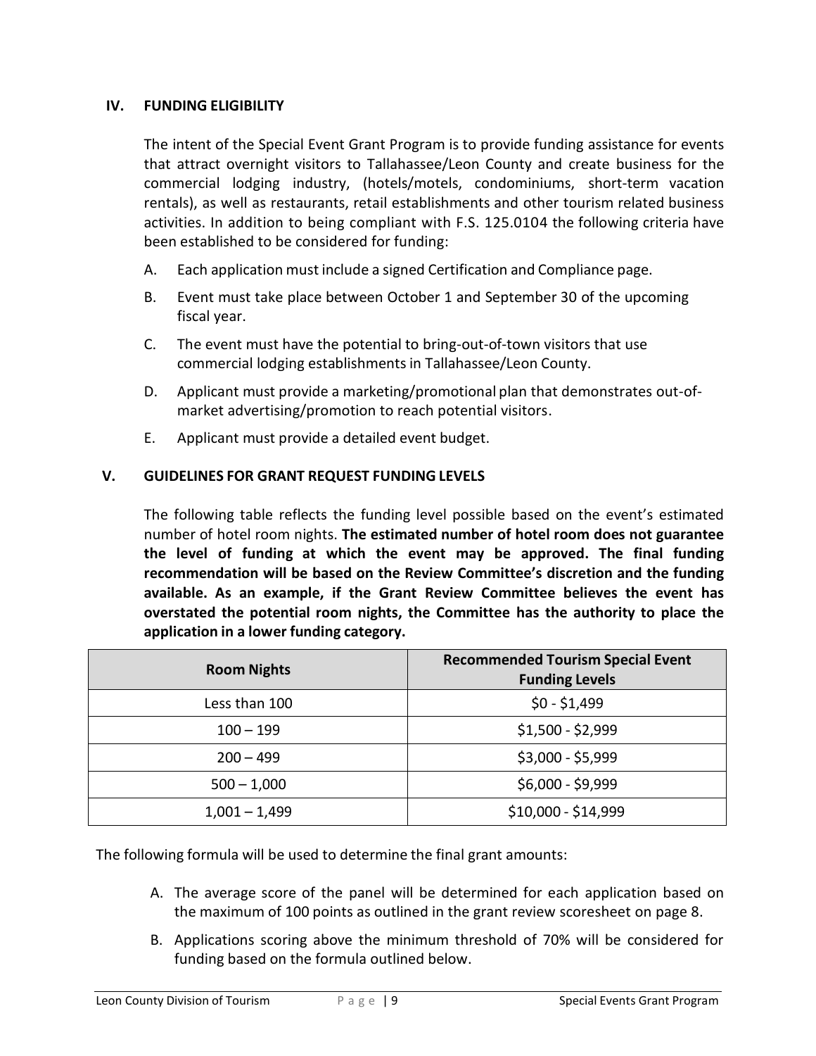## IV. FUNDING ELIGIBILITY

The intent of the Special Event Grant Program is to provide funding assistance for events that attract overnight visitors to Tallahassee/Leon County and create business for the commercial lodging industry, (hotels/motels, condominiums, short-term vacation rentals), as well as restaurants, retail establishments and other tourism related business activities. In addition to being compliant with F.S. 125.0104 the following criteria have been established to be considered for funding:

A. Each application must include a signed Certification and Compliance page.

B. Event must take place between October 1 and September 30 of the upcoming fiscal year.

C. The event must have the potential to bring-out-of-town visitors that use commercial lodging establishments in Tallahassee/Leon County.

D. Applicant must provide a marketing/promotional plan that demonstrates out-of-market advertising/promotion to reach potential visitors.

E. Applicant must provide a detailed event budget.

## V. GUIDELINES FOR GRANT REQUEST FUNDING LEVELS

The following table reflects the funding level possible based on the event's estimated number of hotel room nights. **The estimated number of hotel room does not guarantee the level of funding at which the event may be approved. The final funding recommendation will be based on the Review Committee's discretion and the funding available. As an example, if the Grant Review Committee believes the event has overstated the potential room nights, the Committee has the authority to place the application in a lower funding category.**

| Room Nights | Recommended Tourism Special Event Funding Levels |
|---|---|
| Less than 100 | $0 - $1,499 |
| 100 – 199 | $1,500 - $2,999 |
| 200 – 499 | $3,000 - $5,999 |
| 500 – 1,000 | $6,000 - $9,999 |
| 1,001 – 1,499 | $10,000 - $14,999 |

The following formula will be used to determine the final grant amounts:

A. The average score of the panel will be determined for each application based on the maximum of 100 points as outlined in the grant review scoresheet on page 8.

B. Applications scoring above the minimum threshold of 70% will be considered for funding based on the formula outlined below.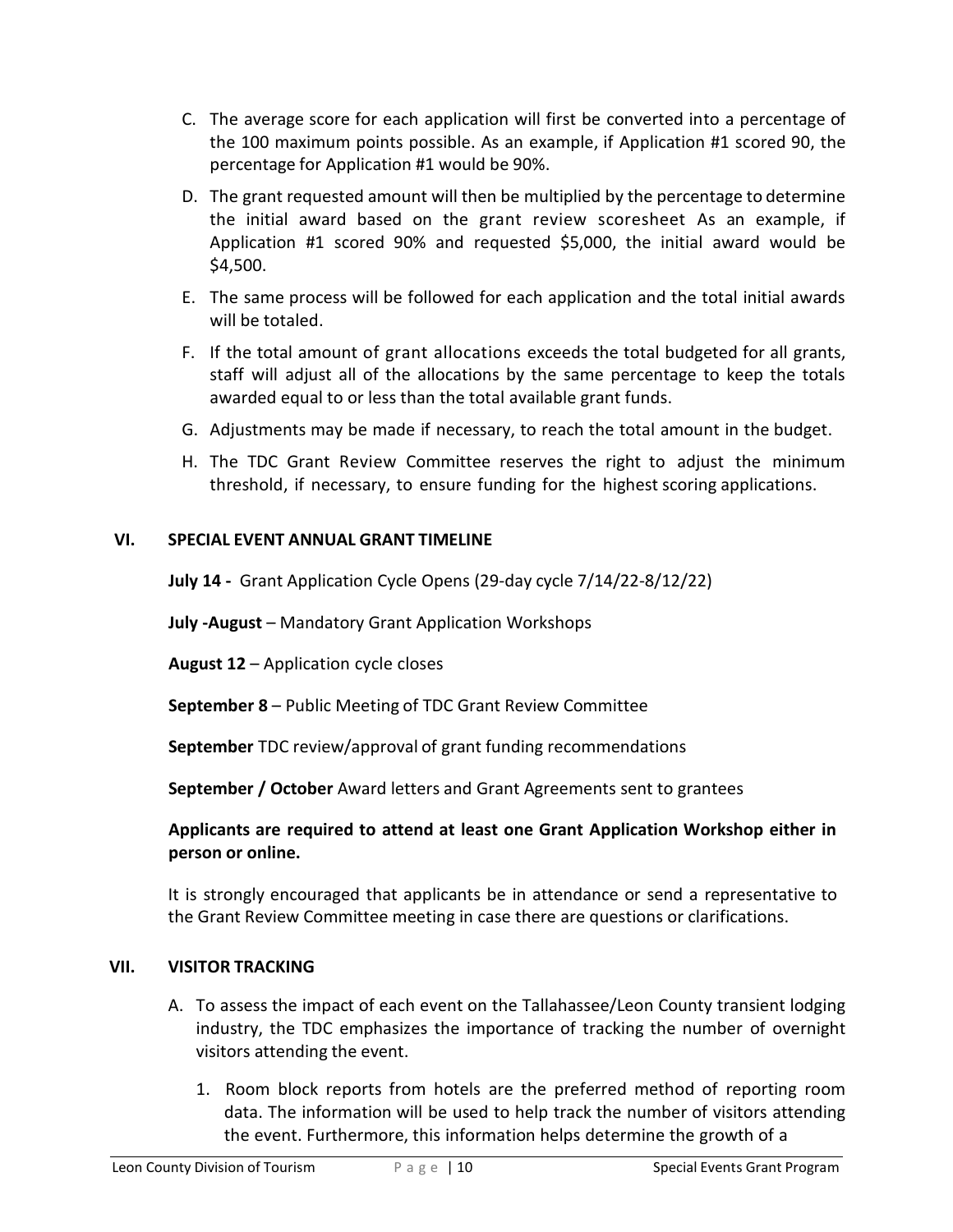C. The average score for each application will first be converted into a percentage of the 100 maximum points possible. As an example, if Application #1 scored 90, the percentage for Application #1 would be 90%.

D. The grant requested amount will then be multiplied by the percentage to determine the initial award based on the grant review scoresheet As an example, if Application #1 scored 90% and requested $5,000, the initial award would be $4,500.

E. The same process will be followed for each application and the total initial awards will be totaled.

F. If the total amount of grant allocations exceeds the total budgeted for all grants, staff will adjust all of the allocations by the same percentage to keep the totals awarded equal to or less than the total available grant funds.

G. Adjustments may be made if necessary, to reach the total amount in the budget.

H. The TDC Grant Review Committee reserves the right to adjust the minimum threshold, if necessary, to ensure funding for the highest scoring applications.

## VI. SPECIAL EVENT ANNUAL GRANT TIMELINE

**July 14 -** Grant Application Cycle Opens (29-day cycle 7/14/22-8/12/22)

**July -August** – Mandatory Grant Application Workshops

**August 12** – Application cycle closes

**September 8** – Public Meeting of TDC Grant Review Committee

**September** TDC review/approval of grant funding recommendations

**September / October** Award letters and Grant Agreements sent to grantees

**Applicants are required to attend at least one Grant Application Workshop either in person or online.**

It is strongly encouraged that applicants be in attendance or send a representative to the Grant Review Committee meeting in case there are questions or clarifications.

## VII. VISITOR TRACKING

A. To assess the impact of each event on the Tallahassee/Leon County transient lodging industry, the TDC emphasizes the importance of tracking the number of overnight visitors attending the event.

   1. Room block reports from hotels are the preferred method of reporting room data. The information will be used to help track the number of visitors attending the event. Furthermore, this information helps determine the growth of a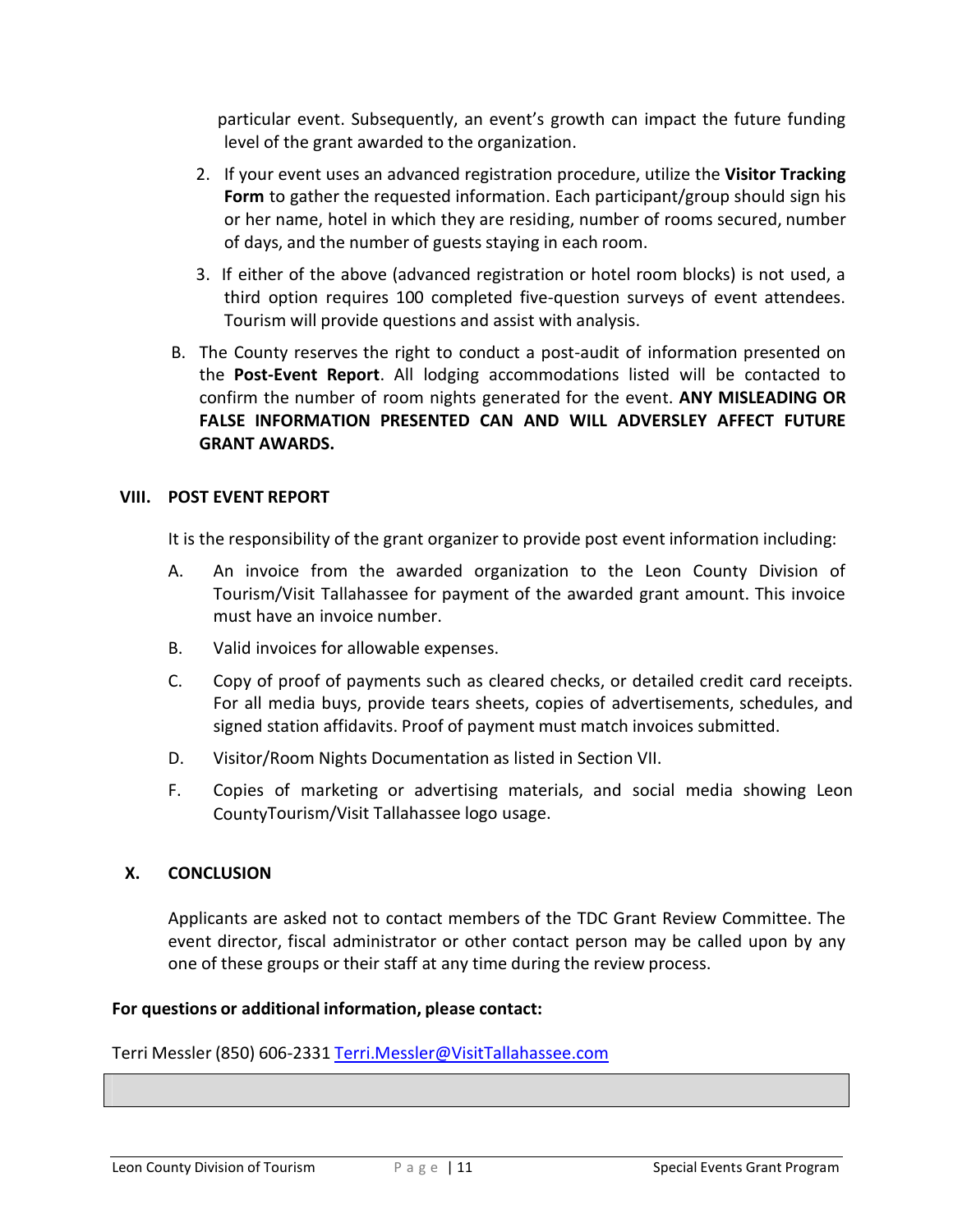particular event. Subsequently, an event's growth can impact the future funding level of the grant awarded to the organization.

2. If your event uses an advanced registration procedure, utilize the **Visitor Tracking Form** to gather the requested information. Each participant/group should sign his or her name, hotel in which they are residing, number of rooms secured, number of days, and the number of guests staying in each room.

3. If either of the above (advanced registration or hotel room blocks) is not used, a third option requires 100 completed five-question surveys of event attendees. Tourism will provide questions and assist with analysis.

B. The County reserves the right to conduct a post-audit of information presented on the **Post-Event Report**. All lodging accommodations listed will be contacted to confirm the number of room nights generated for the event. **ANY MISLEADING OR FALSE INFORMATION PRESENTED CAN AND WILL ADVERSLEY AFFECT FUTURE GRANT AWARDS.**

## VIII. POST EVENT REPORT

It is the responsibility of the grant organizer to provide post event information including:

A. An invoice from the awarded organization to the Leon County Division of Tourism/Visit Tallahassee for payment of the awarded grant amount. This invoice must have an invoice number.

B. Valid invoices for allowable expenses.

C. Copy of proof of payments such as cleared checks, or detailed credit card receipts. For all media buys, provide tears sheets, copies of advertisements, schedules, and signed station affidavits. Proof of payment must match invoices submitted.

D. Visitor/Room Nights Documentation as listed in Section VII.

F. Copies of marketing or advertising materials, and social media showing Leon CountyTourism/Visit Tallahassee logo usage.

## X. CONCLUSION

Applicants are asked not to contact members of the TDC Grant Review Committee. The event director, fiscal administrator or other contact person may be called upon by any one of these groups or their staff at any time during the review process.

**For questions or additional information, please contact:**

Terri Messler (850) 606-2331 Terri.Messler@VisitTallahassee.com